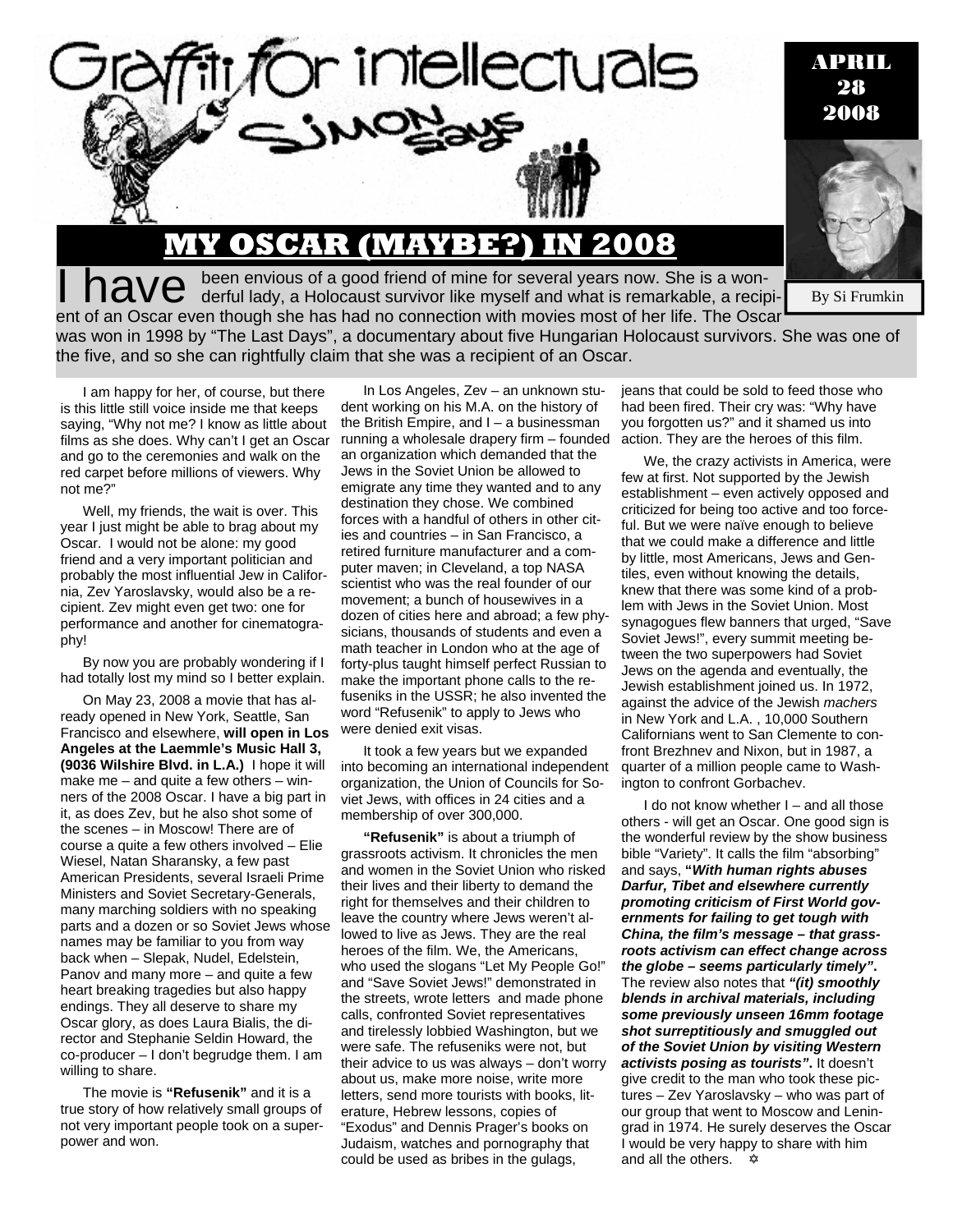# Graffiti for intellectuals

## SIMON says

APRIL 28 2008

By Si Frumkin

# MY OSCAR (MAYBE?) IN 2008

I have been envious of a good friend of mine for several years now. She is a wonderful lady, a Holocaust survivor like myself and what is remarkable, a recipient of an Oscar even though she has had no connection with movies most of her life. The Oscar was won in 1998 by "The Last Days", a documentary about five Hungarian Holocaust survivors. She was one of the five, and so she can rightfully claim that she was a recipient of an Oscar.

I am happy for her, of course, but there is this little still voice inside me that keeps saying, "Why not me? I know as little about films as she does. Why can't I get an Oscar and go to the ceremonies and walk on the red carpet before millions of viewers. Why not me?"

Well, my friends, the wait is over. This year I just might be able to brag about my Oscar. I would not be alone: my good friend and a very important politician and probably the most influential Jew in California, Zev Yaroslavsky, would also be a recipient. Zev might even get two: one for performance and another for cinematography!

By now you are probably wondering if I had totally lost my mind so I better explain.

On May 23, 2008 a movie that has already opened in New York, Seattle, San Francisco and elsewhere, **will open in Los Angeles at the Laemmle's Music Hall 3, (9036 Wilshire Blvd. in L.A.)** I hope it will make me – and quite a few others – winners of the 2008 Oscar. I have a big part in it, as does Zev, but he also shot some of the scenes – in Moscow! There are of course a quite a few others involved – Elie Wiesel, Natan Sharansky, a few past American Presidents, several Israeli Prime Ministers and Soviet Secretary-Generals, many marching soldiers with no speaking parts and a dozen or so Soviet Jews whose names may be familiar to you from way back when – Slepak, Nudel, Edelstein, Panov and many more – and quite a few heart breaking tragedies but also happy endings. They all deserve to share my Oscar glory, as does Laura Bialis, the director and Stephanie Seldin Howard, the co-producer – I don't begrudge them. I am willing to share.

The movie is **"Refusenik"** and it is a true story of how relatively small groups of not very important people took on a superpower and won.

In Los Angeles, Zev – an unknown student working on his M.A. on the history of the British Empire, and I – a businessman running a wholesale drapery firm – founded an organization which demanded that the Jews in the Soviet Union be allowed to emigrate any time they wanted and to any destination they chose. We combined forces with a handful of others in other cities and countries – in San Francisco, a retired furniture manufacturer and a computer maven; in Cleveland, a top NASA scientist who was the real founder of our movement; a bunch of housewives in a dozen of cities here and abroad; a few physicians, thousands of students and even a math teacher in London who at the age of forty-plus taught himself perfect Russian to make the important phone calls to the refuseniks in the USSR; he also invented the word "Refusenik" to apply to Jews who were denied exit visas.

It took a few years but we expanded into becoming an international independent organization, the Union of Councils for Soviet Jews, with offices in 24 cities and a membership of over 300,000.

**"Refusenik"** is about a triumph of grassroots activism. It chronicles the men and women in the Soviet Union who risked their lives and their liberty to demand the right for themselves and their children to leave the country where Jews weren't allowed to live as Jews. They are the real heroes of the film. We, the Americans, who used the slogans "Let My People Go!" and "Save Soviet Jews!" demonstrated in the streets, wrote letters and made phone calls, confronted Soviet representatives and tirelessly lobbied Washington, but we were safe. The refuseniks were not, but their advice to us was always – don't worry about us, make more noise, write more letters, send more tourists with books, literature, Hebrew lessons, copies of "Exodus" and Dennis Prager's books on Judaism, watches and pornography that could be used as bribes in the gulags, jeans that could be sold to feed those who had been fired. Their cry was: "Why have you forgotten us?" and it shamed us into action. They are the heroes of this film.

We, the crazy activists in America, were few at first. Not supported by the Jewish establishment – even actively opposed and criticized for being too active and too forceful. But we were naïve enough to believe that we could make a difference and little by little, most Americans, Jews and Gentiles, even without knowing the details, knew that there was some kind of a problem with Jews in the Soviet Union. Most synagogues flew banners that urged, "Save Soviet Jews!", every summit meeting between the two superpowers had Soviet Jews on the agenda and eventually, the Jewish establishment joined us. In 1972, against the advice of the Jewish *machers* in New York and L.A. , 10,000 Southern Californians went to San Clemente to confront Brezhnev and Nixon, but in 1987, a quarter of a million people came to Washington to confront Gorbachev.

I do not know whether I – and all those others - will get an Oscar. One good sign is the wonderful review by the show business bible "Variety". It calls the film "absorbing" and says, **"*With human rights abuses Darfur, Tibet and elsewhere currently promoting criticism of First World governments for failing to get tough with China, the film's message – that grassroots activism can effect change across the globe – seems particularly timely"*.** The review also notes that ***"(it) smoothly blends in archival materials, including some previously unseen 16mm footage shot surreptitiously and smuggled out of the Soviet Union by visiting Western activists posing as tourists"*.** It doesn't give credit to the man who took these pictures – Zev Yaroslavsky – who was part of our group that went to Moscow and Leningrad in 1974. He surely deserves the Oscar I would be very happy to share with him and all the others. ✡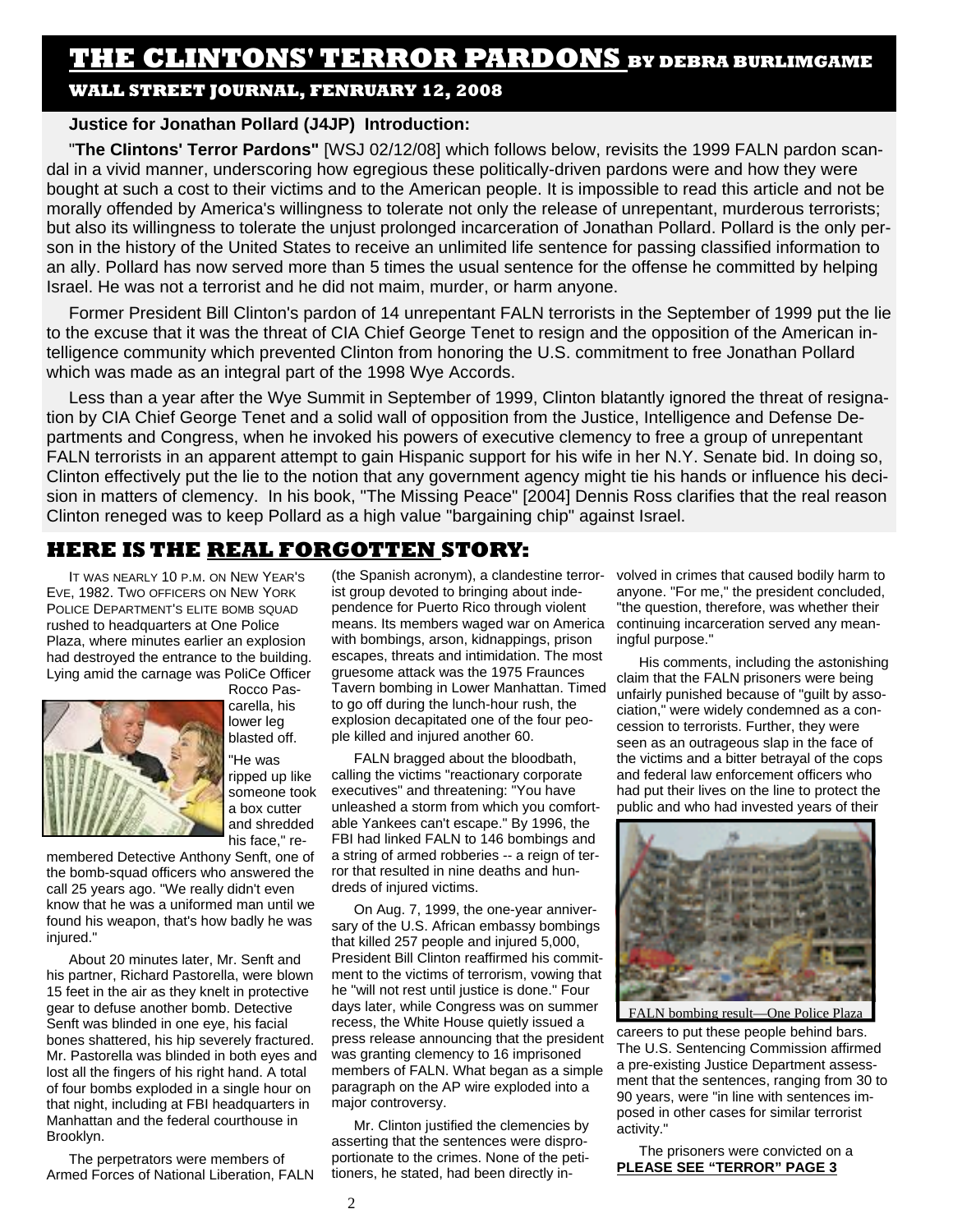# THE CLINTONS' TERROR PARDONS BY DEBRA BURLIMGAME

**WALL STREET JOURNAL, FENRUARY 12, 2008**

**Justice for Jonathan Pollard (J4JP) Introduction:**

"**The Clintons' Terror Pardons"** [WSJ 02/12/08] which follows below, revisits the 1999 FALN pardon scandal in a vivid manner, underscoring how egregious these politically-driven pardons were and how they were bought at such a cost to their victims and to the American people. It is impossible to read this article and not be morally offended by America's willingness to tolerate not only the release of unrepentant, murderous terrorists; but also its willingness to tolerate the unjust prolonged incarceration of Jonathan Pollard. Pollard is the only person in the history of the United States to receive an unlimited life sentence for passing classified information to an ally. Pollard has now served more than 5 times the usual sentence for the offense he committed by helping Israel. He was not a terrorist and he did not maim, murder, or harm anyone.

Former President Bill Clinton's pardon of 14 unrepentant FALN terrorists in the September of 1999 put the lie to the excuse that it was the threat of CIA Chief George Tenet to resign and the opposition of the American intelligence community which prevented Clinton from honoring the U.S. commitment to free Jonathan Pollard which was made as an integral part of the 1998 Wye Accords.

Less than a year after the Wye Summit in September of 1999, Clinton blatantly ignored the threat of resignation by CIA Chief George Tenet and a solid wall of opposition from the Justice, Intelligence and Defense Departments and Congress, when he invoked his powers of executive clemency to free a group of unrepentant FALN terrorists in an apparent attempt to gain Hispanic support for his wife in her N.Y. Senate bid. In doing so, Clinton effectively put the lie to the notion that any government agency might tie his hands or influence his decision in matters of clemency. In his book, "The Missing Peace" [2004] Dennis Ross clarifies that the real reason Clinton reneged was to keep Pollard as a high value "bargaining chip" against Israel.

## HERE IS THE REAL FORGOTTEN STORY:

IT WAS NEARLY 10 P.M. ON NEW YEAR'S EVE, 1982. TWO OFFICERS ON NEW YORK POLICE DEPARTMENT'S ELITE BOMB SQUAD rushed to headquarters at One Police Plaza, where minutes earlier an explosion had destroyed the entrance to the building. Lying amid the carnage was PoliCe Officer Rocco Pascarella, his lower leg blasted off.

"He was ripped up like someone took a box cutter and shredded his face," remembered Detective Anthony Senft, one of the bomb-squad officers who answered the call 25 years ago. "We really didn't even know that he was a uniformed man until we found his weapon, that's how badly he was injured."

About 20 minutes later, Mr. Senft and his partner, Richard Pastorella, were blown 15 feet in the air as they knelt in protective gear to defuse another bomb. Detective Senft was blinded in one eye, his facial bones shattered, his hip severely fractured. Mr. Pastorella was blinded in both eyes and lost all the fingers of his right hand. A total of four bombs exploded in a single hour on that night, including at FBI headquarters in Manhattan and the federal courthouse in Brooklyn.

The perpetrators were members of Armed Forces of National Liberation, FALN (the Spanish acronym), a clandestine terrorist group devoted to bringing about independence for Puerto Rico through violent means. Its members waged war on America with bombings, arson, kidnappings, prison escapes, threats and intimidation. The most gruesome attack was the 1975 Fraunces Tavern bombing in Lower Manhattan. Timed to go off during the lunch-hour rush, the explosion decapitated one of the four people killed and injured another 60.

FALN bragged about the bloodbath, calling the victims "reactionary corporate executives" and threatening: "You have unleashed a storm from which you comfortable Yankees can't escape." By 1996, the FBI had linked FALN to 146 bombings and a string of armed robberies -- a reign of terror that resulted in nine deaths and hundreds of injured victims.

On Aug. 7, 1999, the one-year anniversary of the U.S. African embassy bombings that killed 257 people and injured 5,000, President Bill Clinton reaffirmed his commitment to the victims of terrorism, vowing that he "will not rest until justice is done." Four days later, while Congress was on summer recess, the White House quietly issued a press release announcing that the president was granting clemency to 16 imprisoned members of FALN. What began as a simple paragraph on the AP wire exploded into a major controversy.

Mr. Clinton justified the clemencies by asserting that the sentences were disproportionate to the crimes. None of the petitioners, he stated, had been directly involved in crimes that caused bodily harm to anyone. "For me," the president concluded, "the question, therefore, was whether their continuing incarceration served any meaningful purpose."

His comments, including the astonishing claim that the FALN prisoners were being unfairly punished because of "guilt by association," were widely condemned as a concession to terrorists. Further, they were seen as an outrageous slap in the face of the victims and a bitter betrayal of the cops and federal law enforcement officers who had put their lives on the line to protect the public and who had invested years of their careers to put these people behind bars. The U.S. Sentencing Commission affirmed a pre-existing Justice Department assessment that the sentences, ranging from 30 to 90 years, were "in line with sentences imposed in other cases for similar terrorist activity."

FALN bombing result—One Police Plaza

The prisoners were convicted on a **PLEASE SEE "TERROR" PAGE 3**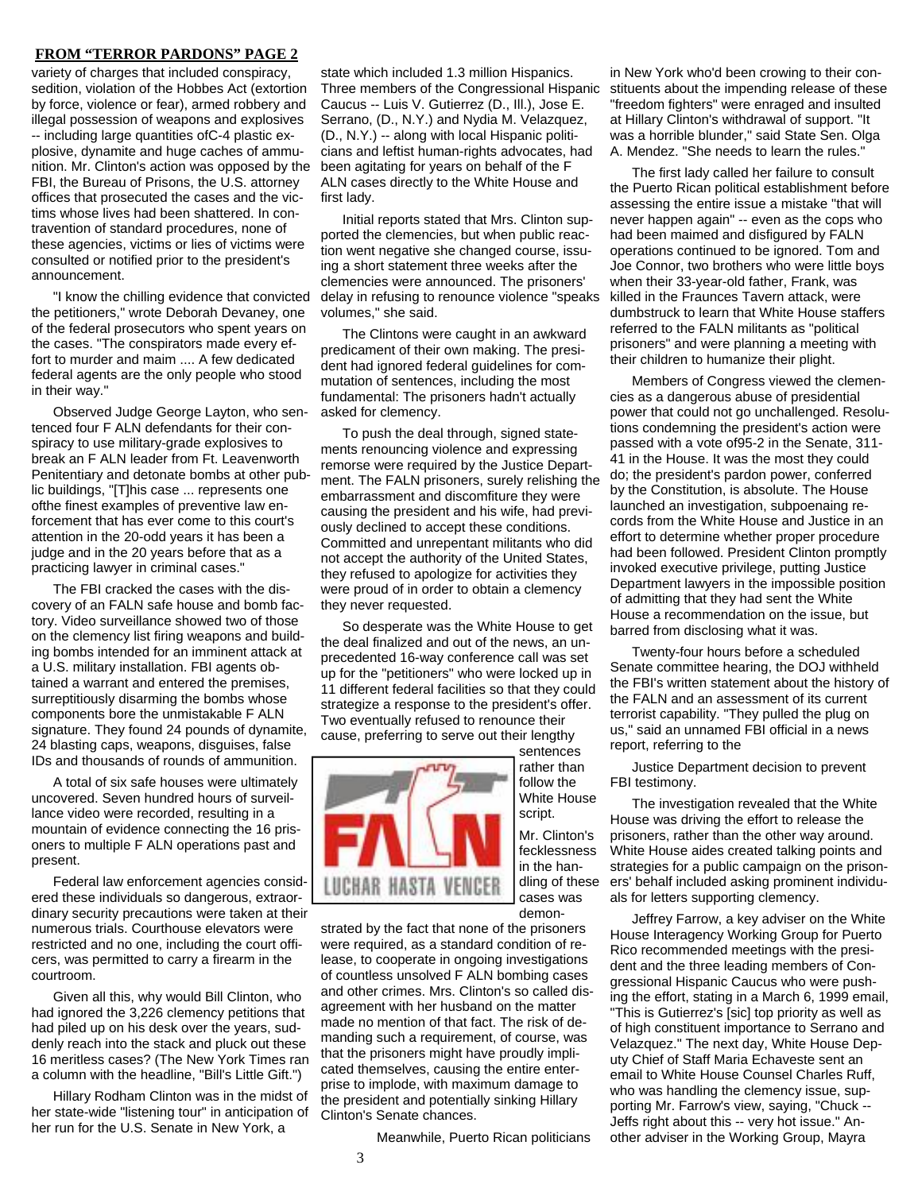**FROM "TERROR PARDONS" PAGE 2**

variety of charges that included conspiracy, sedition, violation of the Hobbes Act (extortion by force, violence or fear), armed robbery and illegal possession of weapons and explosives -- including large quantities ofC-4 plastic explosive, dynamite and huge caches of ammunition. Mr. Clinton's action was opposed by the FBI, the Bureau of Prisons, the U.S. attorney offices that prosecuted the cases and the victims whose lives had been shattered. In contravention of standard procedures, none of these agencies, victims or lies of victims were consulted or notified prior to the president's announcement.

"I know the chilling evidence that convicted the petitioners," wrote Deborah Devaney, one of the federal prosecutors who spent years on the cases. "The conspirators made every effort to murder and maim .... A few dedicated federal agents are the only people who stood in their way."

Observed Judge George Layton, who sentenced four F ALN defendants for their conspiracy to use military-grade explosives to break an F ALN leader from Ft. Leavenworth Penitentiary and detonate bombs at other public buildings, "[T]his case ... represents one ofthe finest examples of preventive law enforcement that has ever come to this court's attention in the 20-odd years it has been a judge and in the 20 years before that as a practicing lawyer in criminal cases."

The FBI cracked the cases with the discovery of an FALN safe house and bomb factory. Video surveillance showed two of those on the clemency list firing weapons and building bombs intended for an imminent attack at a U.S. military installation. FBI agents obtained a warrant and entered the premises, surreptitiously disarming the bombs whose components bore the unmistakable F ALN signature. They found 24 pounds of dynamite, 24 blasting caps, weapons, disguises, false IDs and thousands of rounds of ammunition.

A total of six safe houses were ultimately uncovered. Seven hundred hours of surveillance video were recorded, resulting in a mountain of evidence connecting the 16 prisoners to multiple F ALN operations past and present.

Federal law enforcement agencies considered these individuals so dangerous, extraordinary security precautions were taken at their numerous trials. Courthouse elevators were restricted and no one, including the court officers, was permitted to carry a firearm in the courtroom.

Given all this, why would Bill Clinton, who had ignored the 3,226 clemency petitions that had piled up on his desk over the years, suddenly reach into the stack and pluck out these 16 meritless cases? (The New York Times ran a column with the headline, "Bill's Little Gift.")

Hillary Rodham Clinton was in the midst of her state-wide "listening tour" in anticipation of her run for the U.S. Senate in New York, a state which included 1.3 million Hispanics. Three members of the Congressional Hispanic Caucus -- Luis V. Gutierrez (D., Ill.), Jose E. Serrano, (D., N.Y.) and Nydia M. Velazquez, (D., N.Y.) -- along with local Hispanic politicians and leftist human-rights advocates, had been agitating for years on behalf of the F ALN cases directly to the White House and first lady.

Initial reports stated that Mrs. Clinton supported the clemencies, but when public reaction went negative she changed course, issuing a short statement three weeks after the clemencies were announced. The prisoners' delay in refusing to renounce violence "speaks volumes," she said.

The Clintons were caught in an awkward predicament of their own making. The president had ignored federal guidelines for commutation of sentences, including the most fundamental: The prisoners hadn't actually asked for clemency.

To push the deal through, signed statements renouncing violence and expressing remorse were required by the Justice Department. The FALN prisoners, surely relishing the embarrassment and discomfiture they were causing the president and his wife, had previously declined to accept these conditions. Committed and unrepentant militants who did not accept the authority of the United States, they refused to apologize for activities they were proud of in order to obtain a clemency they never requested.

So desperate was the White House to get the deal finalized and out of the news, an unprecedented 16-way conference call was set up for the "petitioners" who were locked up in 11 different federal facilities so that they could strategize a response to the president's offer. Two eventually refused to renounce their cause, preferring to serve out their lengthy sentences rather than follow the White House script.

Mr. Clinton's fecklessness in the handling of these cases was demonstrated by the fact that none of the prisoners were required, as a standard condition of release, to cooperate in ongoing investigations of countless unsolved F ALN bombing cases and other crimes. Mrs. Clinton's so called disagreement with her husband on the matter made no mention of that fact. The risk of demanding such a requirement, of course, was that the prisoners might have proudly implicated themselves, causing the entire enterprise to implode, with maximum damage to the president and potentially sinking Hillary Clinton's Senate chances.

Meanwhile, Puerto Rican politicians in New York who'd been crowing to their constituents about the impending release of these "freedom fighters" were enraged and insulted at Hillary Clinton's withdrawal of support. "It was a horrible blunder," said State Sen. Olga A. Mendez. "She needs to learn the rules."

The first lady called her failure to consult the Puerto Rican political establishment before assessing the entire issue a mistake "that will never happen again" -- even as the cops who had been maimed and disfigured by FALN operations continued to be ignored. Tom and Joe Connor, two brothers who were little boys when their 33-year-old father, Frank, was killed in the Fraunces Tavern attack, were dumbstruck to learn that White House staffers referred to the FALN militants as "political prisoners" and were planning a meeting with their children to humanize their plight.

Members of Congress viewed the clemencies as a dangerous abuse of presidential power that could not go unchallenged. Resolutions condemning the president's action were passed with a vote of95-2 in the Senate, 311-41 in the House. It was the most they could do; the president's pardon power, conferred by the Constitution, is absolute. The House launched an investigation, subpoenaing records from the White House and Justice in an effort to determine whether proper procedure had been followed. President Clinton promptly invoked executive privilege, putting Justice Department lawyers in the impossible position of admitting that they had sent the White House a recommendation on the issue, but barred from disclosing what it was.

Twenty-four hours before a scheduled Senate committee hearing, the DOJ withheld the FBI's written statement about the history of the FALN and an assessment of its current terrorist capability. "They pulled the plug on us," said an unnamed FBI official in a news report, referring to the Justice Department decision to prevent FBI testimony.

The investigation revealed that the White House was driving the effort to release the prisoners, rather than the other way around. White House aides created talking points and strategies for a public campaign on the prisoners' behalf included asking prominent individuals for letters supporting clemency.

Jeffrey Farrow, a key adviser on the White House Interagency Working Group for Puerto Rico recommended meetings with the president and the three leading members of Congressional Hispanic Caucus who were pushing the effort, stating in a March 6, 1999 email, "This is Gutierrez's [sic] top priority as well as of high constituent importance to Serrano and Velazquez." The next day, White House Deputy Chief of Staff Maria Echaveste sent an email to White House Counsel Charles Ruff, who was handling the clemency issue, supporting Mr. Farrow's view, saying, "Chuck -- Jeffs right about this -- very hot issue." Another adviser in the Working Group, Mayra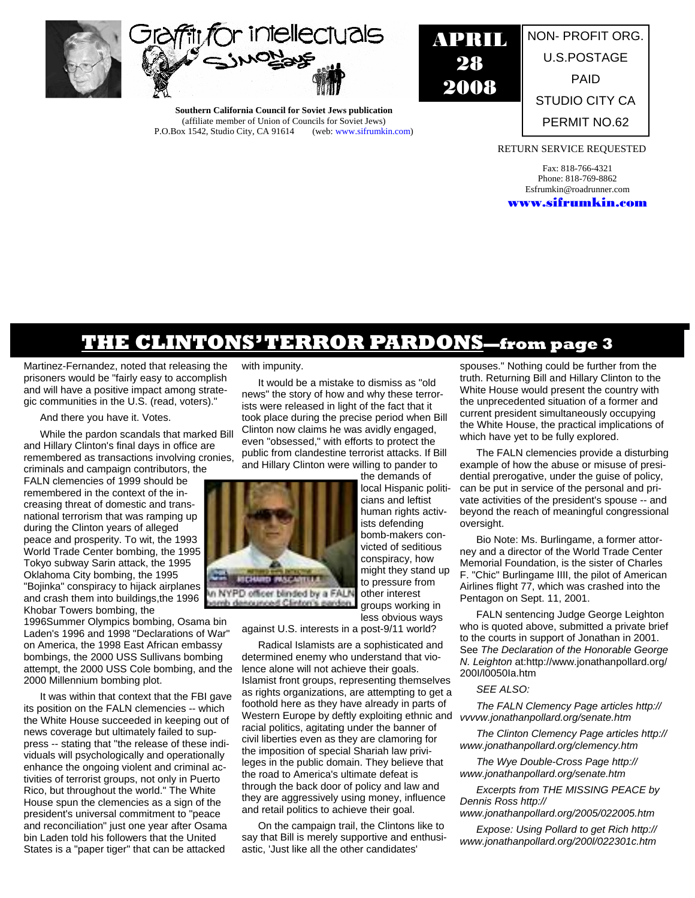# Graffiti for intellectuals — Simon Says

**Southern California Council for Soviet Jews publication**
(affiliate member of Union of Councils for Soviet Jews)
P.O.Box 1542, Studio City, CA 91614 (web: www.sifrumkin.com)

**APRIL 28 2008**

NON- PROFIT ORG.
U.S.POSTAGE
PAID
STUDIO CITY CA
PERMIT NO.62

RETURN SERVICE REQUESTED

Fax: 818-766-4321
Phone: 818-769-8862
Esfrumkin@roadrunner.com
**www.sifrumkin.com**

## THE CLINTONS' TERROR PARDONS—from page 3

Martinez-Fernandez, noted that releasing the prisoners would be "fairly easy to accomplish and will have a positive impact among strategic communities in the U.S. (read, voters)."

And there you have it. Votes.

While the pardon scandals that marked Bill and Hillary Clinton's final days in office are remembered as transactions involving cronies, criminals and campaign contributors, the FALN clemencies of 1999 should be remembered in the context of the increasing threat of domestic and transnational terrorism that was ramping up during the Clinton years of alleged peace and prosperity. To wit, the 1993 World Trade Center bombing, the 1995 Tokyo subway Sarin attack, the 1995 Oklahoma City bombing, the 1995 "Bojinka" conspiracy to hijack airplanes and crash them into buildings,the 1996 Khobar Towers bombing, the 1996Summer Olympics bombing, Osama bin Laden's 1996 and 1998 "Declarations of War" on America, the 1998 East African embassy bombings, the 2000 USS Sullivans bombing attempt, the 2000 USS Cole bombing, and the 2000 Millennium bombing plot.

It was within that context that the FBI gave its position on the FALN clemencies -- which the White House succeeded in keeping out of news coverage but ultimately failed to suppress -- stating that "the release of these individuals will psychologically and operationally enhance the ongoing violent and criminal activities of terrorist groups, not only in Puerto Rico, but throughout the world." The White House spun the clemencies as a sign of the president's universal commitment to "peace and reconciliation" just one year after Osama bin Laden told his followers that the United States is a "paper tiger" that can be attacked with impunity.

It would be a mistake to dismiss as "old news" the story of how and why these terrorists were released in light of the fact that it took place during the precise period when Bill Clinton now claims he was avidly engaged, even "obsessed," with efforts to protect the public from clandestine terrorist attacks. If Bill and Hillary Clinton were willing to pander to the demands of local Hispanic politicians and leftist human rights activists defending bomb-makers convicted of seditious conspiracy, how might they stand up to pressure from other interest groups working in less obvious ways against U.S. interests in a post-9/11 world?

RICHARD PASCARELLA — An NYPD officer blinded by a FALN bomb denounced Clinton's pardon

Radical Islamists are a sophisticated and determined enemy who understand that violence alone will not achieve their goals. Islamist front groups, representing themselves as rights organizations, are attempting to get a foothold here as they have already in parts of Western Europe by deftly exploiting ethnic and racial politics, agitating under the banner of civil liberties even as they are clamoring for the imposition of special Shariah law privileges in the public domain. They believe that the road to America's ultimate defeat is through the back door of policy and law and they are aggressively using money, influence and retail politics to achieve their goal.

On the campaign trail, the Clintons like to say that Bill is merely supportive and enthusiastic, 'Just like all the other candidates' spouses." Nothing could be further from the truth. Returning Bill and Hillary Clinton to the White House would present the country with the unprecedented situation of a former and current president simultaneously occupying the White House, the practical implications of which have yet to be fully explored.

The FALN clemencies provide a disturbing example of how the abuse or misuse of presidential prerogative, under the guise of policy, can be put in service of the personal and private activities of the president's spouse -- and beyond the reach of meaningful congressional oversight.

Bio Note: Ms. Burlingame, a former attorney and a director of the World Trade Center Memorial Foundation, is the sister of Charles F. "Chic" Burlingame IIII, the pilot of American Airlines flight 77, which was crashed into the Pentagon on Sept. 11, 2001.

FALN sentencing Judge George Leighton who is quoted above, submitted a private brief to the courts in support of Jonathan in 2001. See *The Declaration of the Honorable George N. Leighton* at:http://www.jonathanpollard.org/ 200l/l0050la.htm

*SEE ALSO:*

*The FALN Clemency Page articles http:// vvvvw.jonathanpollard.org/senate.htm*

*The Clinton Clemency Page articles http:// www.jonathanpollard.org/clemency.htm*

*The Wye Double-Cross Page http:// www.jonathanpollard.org/senate.htm*

*Excerpts from THE MISSING PEACE by Dennis Ross http:// www.jonathanpollard.org/2005/022005.htm*

*Expose: Using Pollard to get Rich http:// www.jonathanpollard.org/200l/022301c.htm*